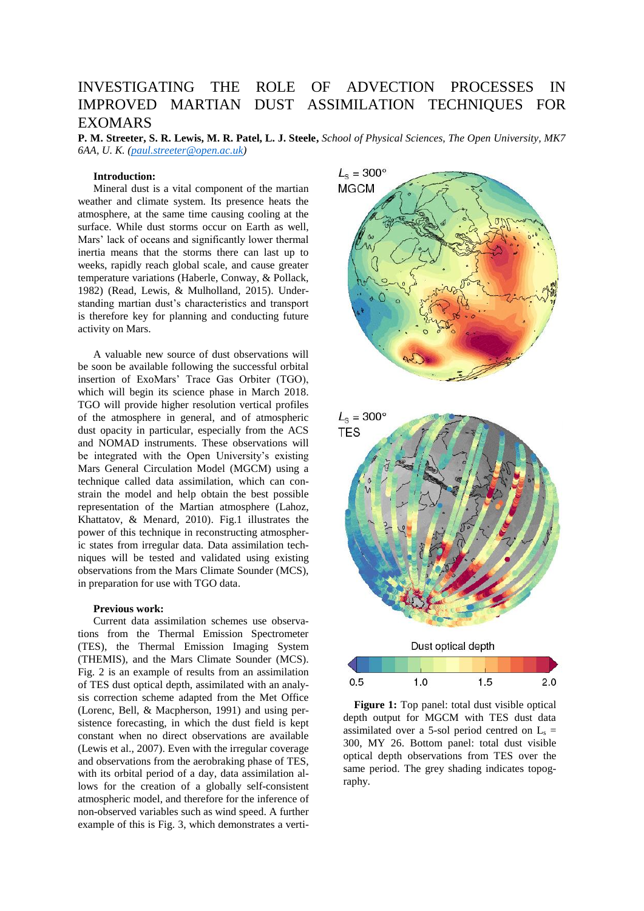# INVESTIGATING THE ROLE OF ADVECTION PROCESSES IN IMPROVED MARTIAN DUST ASSIMILATION TECHNIQUES FOR EXOMARS

**P. M. Streeter, S. R. Lewis, M. R. Patel, L. J. Steele,** *School of Physical Sciences, The Open University, MK7 6AA, U. K. (paul.streeter@open.ac.uk)*

**Introduction:**

Mineral dust is a vital component of the martian weather and climate system. Its presence heats the atmosphere, at the same time causing cooling at the surface. While dust storms occur on Earth as well, Mars' lack of oceans and significantly lower thermal inertia means that the storms there can last up to weeks, rapidly reach global scale, and cause greater temperature variations (Haberle, Conway, & Pollack, 1982) (Read, Lewis, & Mulholland, 2015). Understanding martian dust's characteristics and transport is therefore key for planning and conducting future activity on Mars.

A valuable new source of dust observations will be soon be available following the successful orbital insertion of ExoMars' Trace Gas Orbiter (TGO), which will begin its science phase in March 2018. TGO will provide higher resolution vertical profiles of the atmosphere in general, and of atmospheric dust opacity in particular, especially from the ACS and NOMAD instruments. These observations will be integrated with the Open University's existing Mars General Circulation Model (MGCM) using a technique called data assimilation, which can constrain the model and help obtain the best possible representation of the Martian atmosphere (Lahoz, Khattatov, & Menard, 2010). Fig.1 illustrates the power of this technique in reconstructing atmospheric states from irregular data. Data assimilation techniques will be tested and validated using existing observations from the Mars Climate Sounder (MCS), in preparation for use with TGO data.

**Previous work:**

Current data assimilation schemes use observations from the Thermal Emission Spectrometer (TES), the Thermal Emission Imaging System (THEMIS), and the Mars Climate Sounder (MCS). Fig. 2 is an example of results from an assimilation of TES dust optical depth, assimilated with an analysis correction scheme adapted from the Met Office (Lorenc, Bell, & Macpherson, 1991) and using persistence forecasting, in which the dust field is kept constant when no direct observations are available (Lewis et al., 2007). Even with the irregular coverage and observations from the aerobraking phase of TES, with its orbital period of a day, data assimilation allows for the creation of a globally self-consistent atmospheric model, and therefore for the inference of non-observed variables such as wind speed. A further example of this is Fig. 3, which demonstrates a verti-

$L_S = 300°$ MGCM

$L_S = 300°$ TES

Dust optical depth

0.5 1.0 1.5 2.0

**Figure 1:** Top panel: total dust visible optical depth output for MGCM with TES dust data assimilated over a 5-sol period centred on $L_s$ = 300, MY 26. Bottom panel: total dust visible optical depth observations from TES over the same period. The grey shading indicates topography.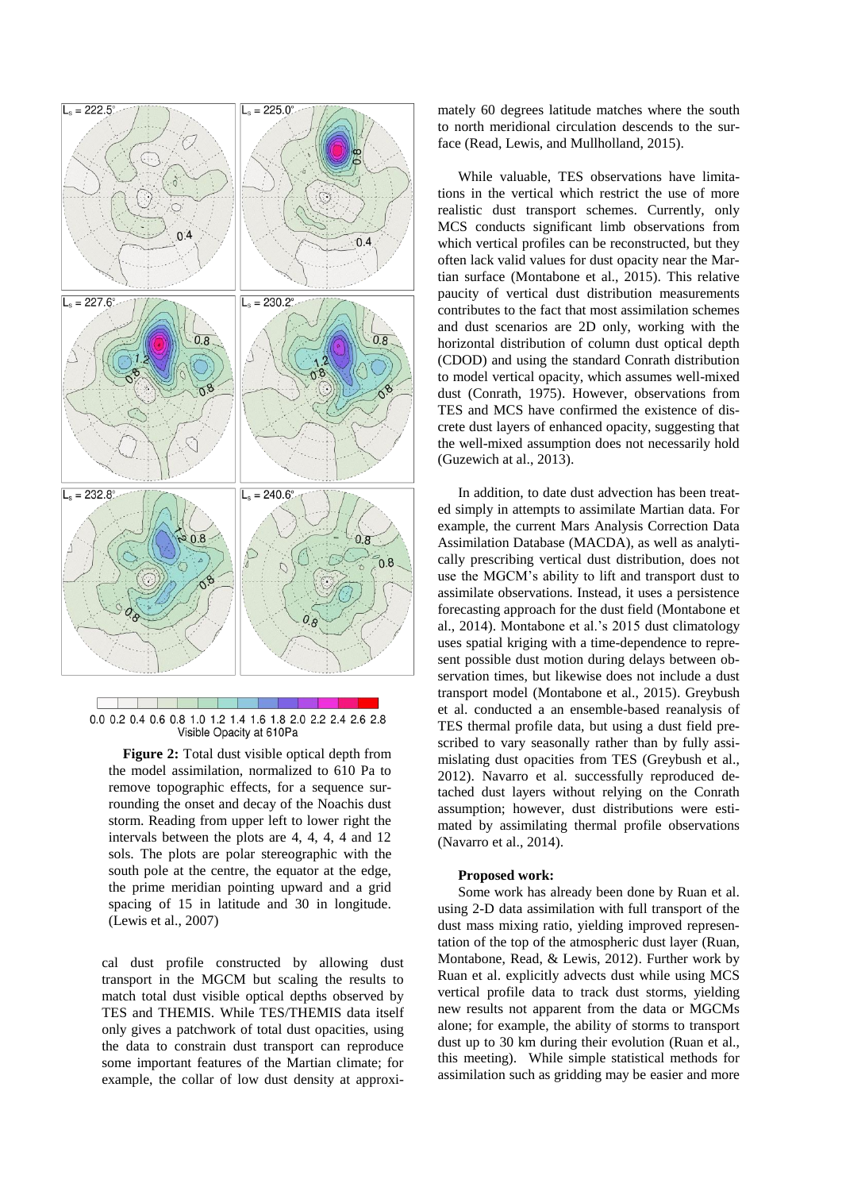**Figure 2:** Total dust visible optical depth from the model assimilation, normalized to 610 Pa to remove topographic effects, for a sequence surrounding the onset and decay of the Noachis dust storm. Reading from upper left to lower right the intervals between the plots are 4, 4, 4, 4 and 12 sols. The plots are polar stereographic with the south pole at the centre, the equator at the edge, the prime meridian pointing upward and a grid spacing of 15 in latitude and 30 in longitude. (Lewis et al., 2007)

cal dust profile constructed by allowing dust transport in the MGCM but scaling the results to match total dust visible optical depths observed by TES and THEMIS. While TES/THEMIS data itself only gives a patchwork of total dust opacities, using the data to constrain dust transport can reproduce some important features of the Martian climate; for example, the collar of low dust density at approximately 60 degrees latitude matches where the south to north meridional circulation descends to the surface (Read, Lewis, and Mullholland, 2015).

While valuable, TES observations have limitations in the vertical which restrict the use of more realistic dust transport schemes. Currently, only MCS conducts significant limb observations from which vertical profiles can be reconstructed, but they often lack valid values for dust opacity near the Martian surface (Montabone et al., 2015). This relative paucity of vertical dust distribution measurements contributes to the fact that most assimilation schemes and dust scenarios are 2D only, working with the horizontal distribution of column dust optical depth (CDOD) and using the standard Conrath distribution to model vertical opacity, which assumes well-mixed dust (Conrath, 1975). However, observations from TES and MCS have confirmed the existence of discrete dust layers of enhanced opacity, suggesting that the well-mixed assumption does not necessarily hold (Guzewich at al., 2013).

In addition, to date dust advection has been treated simply in attempts to assimilate Martian data. For example, the current Mars Analysis Correction Data Assimilation Database (MACDA), as well as analytically prescribing vertical dust distribution, does not use the MGCM's ability to lift and transport dust to assimilate observations. Instead, it uses a persistence forecasting approach for the dust field (Montabone et al., 2014). Montabone et al.'s 2015 dust climatology uses spatial kriging with a time-dependence to represent possible dust motion during delays between observation times, but likewise does not include a dust transport model (Montabone et al., 2015). Greybush et al. conducted a an ensemble-based reanalysis of TES thermal profile data, but using a dust field prescribed to vary seasonally rather than by fully assimislating dust opacities from TES (Greybush et al., 2012). Navarro et al. successfully reproduced detached dust layers without relying on the Conrath assumption; however, dust distributions were estimated by assimilating thermal profile observations (Navarro et al., 2014).

**Proposed work:**

Some work has already been done by Ruan et al. using 2-D data assimilation with full transport of the dust mass mixing ratio, yielding improved representation of the top of the atmospheric dust layer (Ruan, Montabone, Read, & Lewis, 2012). Further work by Ruan et al. explicitly advects dust while using MCS vertical profile data to track dust storms, yielding new results not apparent from the data or MGCMs alone; for example, the ability of storms to transport dust up to 30 km during their evolution (Ruan et al., this meeting). While simple statistical methods for assimilation such as gridding may be easier and more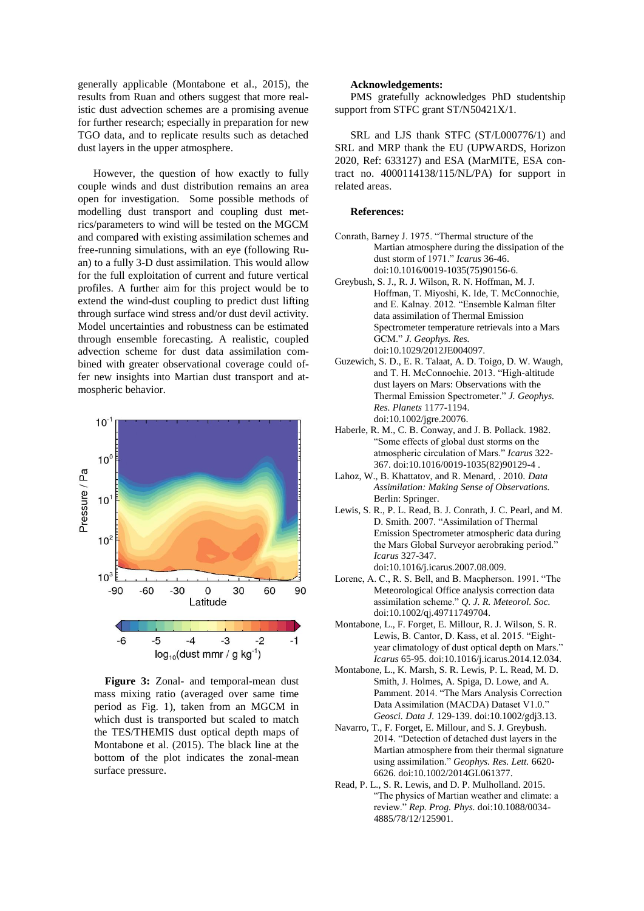generally applicable (Montabone et al., 2015), the results from Ruan and others suggest that more realistic dust advection schemes are a promising avenue for further research; especially in preparation for new TGO data, and to replicate results such as detached dust layers in the upper atmosphere.

However, the question of how exactly to fully couple winds and dust distribution remains an area open for investigation. Some possible methods of modelling dust transport and coupling dust metrics/parameters to wind will be tested on the MGCM and compared with existing assimilation schemes and free-running simulations, with an eye (following Ruan) to a fully 3-D dust assimilation. This would allow for the full exploitation of current and future vertical profiles. A further aim for this project would be to extend the wind-dust coupling to predict dust lifting through surface wind stress and/or dust devil activity. Model uncertainties and robustness can be estimated through ensemble forecasting. A realistic, coupled advection scheme for dust data assimilation combined with greater observational coverage could offer new insights into Martian dust transport and atmospheric behavior.

**Figure 3:** Zonal- and temporal-mean dust mass mixing ratio (averaged over same time period as Fig. 1), taken from an MGCM in which dust is transported but scaled to match the TES/THEMIS dust optical depth maps of Montabone et al. (2015). The black line at the bottom of the plot indicates the zonal-mean surface pressure.

**Acknowledgements:**

PMS gratefully acknowledges PhD studentship support from STFC grant ST/N50421X/1.

SRL and LJS thank STFC (ST/L000776/1) and SRL and MRP thank the EU (UPWARDS, Horizon 2020, Ref: 633127) and ESA (MarMITE, ESA contract no. 4000114138/115/NL/PA) for support in related areas.

**References:**

Conrath, Barney J. 1975. "Thermal structure of the Martian atmosphere during the dissipation of the dust storm of 1971." *Icarus* 36-46. doi:10.1016/0019-1035(75)90156-6.

Greybush, S. J., R. J. Wilson, R. N. Hoffman, M. J. Hoffman, T. Miyoshi, K. Ide, T. McConnochie, and E. Kalnay. 2012. "Ensemble Kalman filter data assimilation of Thermal Emission Spectrometer temperature retrievals into a Mars GCM." *J. Geophys. Res.* doi:10.1029/2012JE004097.

Guzewich, S. D., E. R. Talaat, A. D. Toigo, D. W. Waugh, and T. H. McConnochie. 2013. "High-altitude dust layers on Mars: Observations with the Thermal Emission Spectrometer." *J. Geophys. Res. Planets* 1177-1194. doi:10.1002/jgre.20076.

Haberle, R. M., C. B. Conway, and J. B. Pollack. 1982. "Some effects of global dust storms on the atmospheric circulation of Mars." *Icarus* 322-367. doi:10.1016/0019-1035(82)90129-4 .

Lahoz, W., B. Khattatov, and R. Menard, . 2010. *Data Assimilation: Making Sense of Observations.* Berlin: Springer.

Lewis, S. R., P. L. Read, B. J. Conrath, J. C. Pearl, and M. D. Smith. 2007. "Assimilation of Thermal Emission Spectrometer atmospheric data during the Mars Global Surveyor aerobraking period." *Icarus* 327-347. doi:10.1016/j.icarus.2007.08.009.

Lorenc, A. C., R. S. Bell, and B. Macpherson. 1991. "The Meteorological Office analysis correction data assimilation scheme." *Q. J. R. Meteorol. Soc.* doi:10.1002/qj.49711749704.

Montabone, L., F. Forget, E. Millour, R. J. Wilson, S. R. Lewis, B. Cantor, D. Kass, et al. 2015. "Eight-year climatology of dust optical depth on Mars." *Icarus* 65-95. doi:10.1016/j.icarus.2014.12.034.

Montabone, L., K. Marsh, S. R. Lewis, P. L. Read, M. D. Smith, J. Holmes, A. Spiga, D. Lowe, and A. Pamment. 2014. "The Mars Analysis Correction Data Assimilation (MACDA) Dataset V1.0." *Geosci. Data J.* 129-139. doi:10.1002/gdj3.13.

Navarro, T., F. Forget, E. Millour, and S. J. Greybush. 2014. "Detection of detached dust layers in the Martian atmosphere from their thermal signature using assimilation." *Geophys. Res. Lett.* 6620-6626. doi:10.1002/2014GL061377.

Read, P. L., S. R. Lewis, and D. P. Mulholland. 2015. "The physics of Martian weather and climate: a review." *Rep. Prog. Phys.* doi:10.1088/0034-4885/78/12/125901.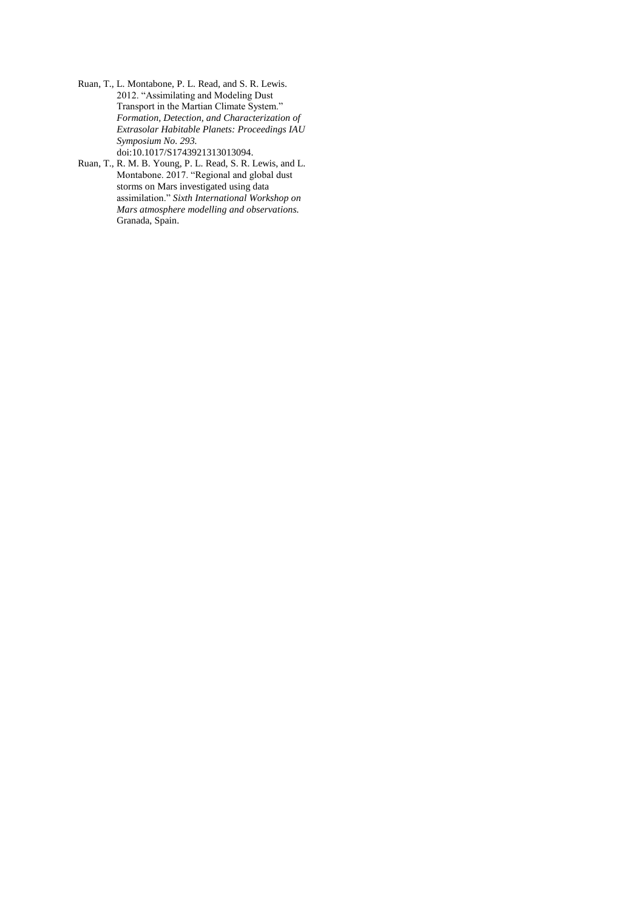Ruan, T., L. Montabone, P. L. Read, and S. R. Lewis. 2012. "Assimilating and Modeling Dust Transport in the Martian Climate System." *Formation, Detection, and Characterization of Extrasolar Habitable Planets: Proceedings IAU Symposium No. 293.* doi:10.1017/S1743921313013094.

Ruan, T., R. M. B. Young, P. L. Read, S. R. Lewis, and L. Montabone. 2017. "Regional and global dust storms on Mars investigated using data assimilation." *Sixth International Workshop on Mars atmosphere modelling and observations.* Granada, Spain.